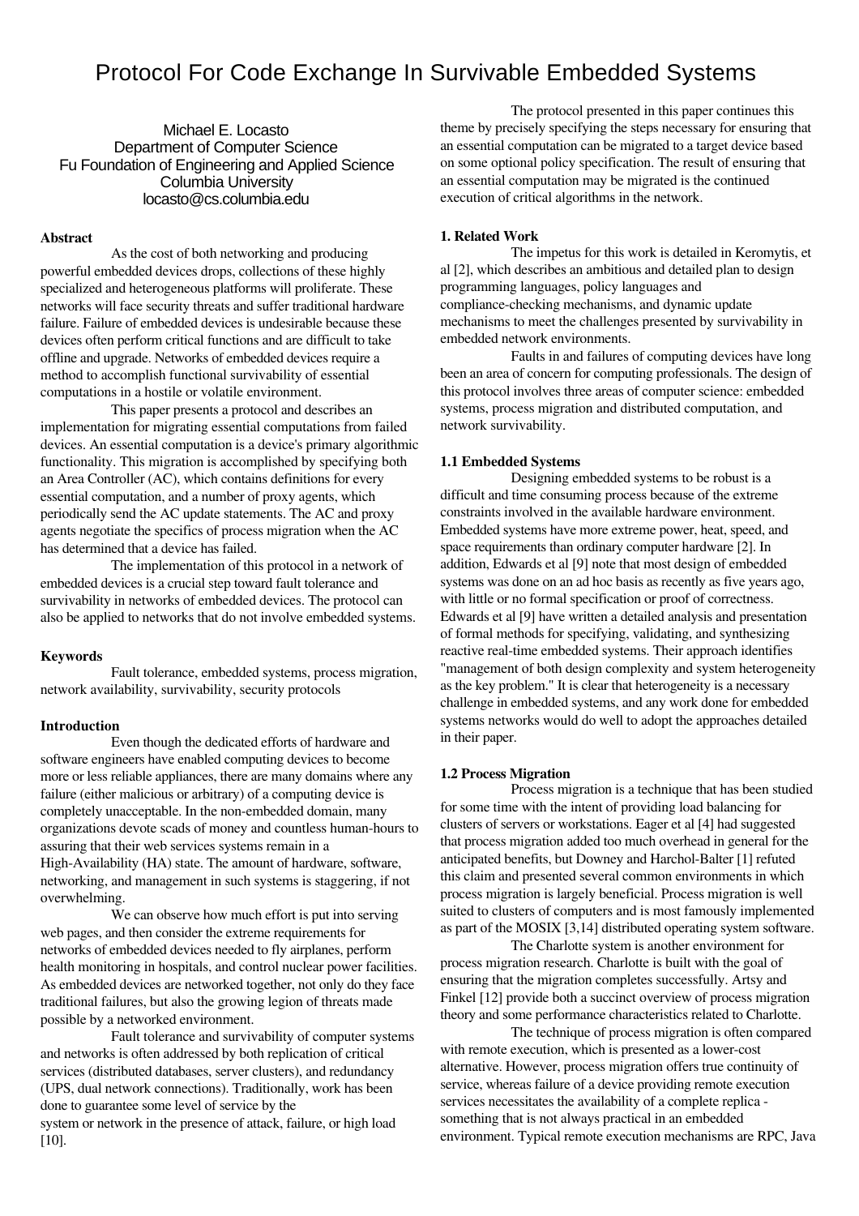# Protocol For Code Exchange In Survivable Embedded Systems

Michael E. Locasto
Department of Computer Science
Fu Foundation of Engineering and Applied Science
Columbia University
locasto@cs.columbia.edu

**Abstract**

As the cost of both networking and producing powerful embedded devices drops, collections of these highly specialized and heterogeneous platforms will proliferate. These networks will face security threats and suffer traditional hardware failure. Failure of embedded devices is undesirable because these devices often perform critical functions and are difficult to take offline and upgrade. Networks of embedded devices require a method to accomplish functional survivability of essential computations in a hostile or volatile environment.

This paper presents a protocol and describes an implementation for migrating essential computations from failed devices. An essential computation is a device's primary algorithmic functionality. This migration is accomplished by specifying both an Area Controller (AC), which contains definitions for every essential computation, and a number of proxy agents, which periodically send the AC update statements. The AC and proxy agents negotiate the specifics of process migration when the AC has determined that a device has failed.

The implementation of this protocol in a network of embedded devices is a crucial step toward fault tolerance and survivability in networks of embedded devices. The protocol can also be applied to networks that do not involve embedded systems.

**Keywords**

Fault tolerance, embedded systems, process migration, network availability, survivability, security protocols

**Introduction**

Even though the dedicated efforts of hardware and software engineers have enabled computing devices to become more or less reliable appliances, there are many domains where any failure (either malicious or arbitrary) of a computing device is completely unacceptable. In the non-embedded domain, many organizations devote scads of money and countless human-hours to assuring that their web services systems remain in a High-Availability (HA) state. The amount of hardware, software, networking, and management in such systems is staggering, if not overwhelming.

We can observe how much effort is put into serving web pages, and then consider the extreme requirements for networks of embedded devices needed to fly airplanes, perform health monitoring in hospitals, and control nuclear power facilities. As embedded devices are networked together, not only do they face traditional failures, but also the growing legion of threats made possible by a networked environment.

Fault tolerance and survivability of computer systems and networks is often addressed by both replication of critical services (distributed databases, server clusters), and redundancy (UPS, dual network connections). Traditionally, work has been done to guarantee some level of service by the system or network in the presence of attack, failure, or high load [10].

The protocol presented in this paper continues this theme by precisely specifying the steps necessary for ensuring that an essential computation can be migrated to a target device based on some optional policy specification. The result of ensuring that an essential computation may be migrated is the continued execution of critical algorithms in the network.

**1. Related Work**

The impetus for this work is detailed in Keromytis, et al [2], which describes an ambitious and detailed plan to design programming languages, policy languages and compliance-checking mechanisms, and dynamic update mechanisms to meet the challenges presented by survivability in embedded network environments.

Faults in and failures of computing devices have long been an area of concern for computing professionals. The design of this protocol involves three areas of computer science: embedded systems, process migration and distributed computation, and network survivability.

**1.1 Embedded Systems**

Designing embedded systems to be robust is a difficult and time consuming process because of the extreme constraints involved in the available hardware environment. Embedded systems have more extreme power, heat, speed, and space requirements than ordinary computer hardware [2]. In addition, Edwards et al [9] note that most design of embedded systems was done on an ad hoc basis as recently as five years ago, with little or no formal specification or proof of correctness. Edwards et al [9] have written a detailed analysis and presentation of formal methods for specifying, validating, and synthesizing reactive real-time embedded systems. Their approach identifies "management of both design complexity and system heterogeneity as the key problem." It is clear that heterogeneity is a necessary challenge in embedded systems, and any work done for embedded systems networks would do well to adopt the approaches detailed in their paper.

**1.2 Process Migration**

Process migration is a technique that has been studied for some time with the intent of providing load balancing for clusters of servers or workstations. Eager et al [4] had suggested that process migration added too much overhead in general for the anticipated benefits, but Downey and Harchol-Balter [1] refuted this claim and presented several common environments in which process migration is largely beneficial. Process migration is well suited to clusters of computers and is most famously implemented as part of the MOSIX [3,14] distributed operating system software.

The Charlotte system is another environment for process migration research. Charlotte is built with the goal of ensuring that the migration completes successfully. Artsy and Finkel [12] provide both a succinct overview of process migration theory and some performance characteristics related to Charlotte.

The technique of process migration is often compared with remote execution, which is presented as a lower-cost alternative. However, process migration offers true continuity of service, whereas failure of a device providing remote execution services necessitates the availability of a complete replica - something that is not always practical in an embedded environment. Typical remote execution mechanisms are RPC, Java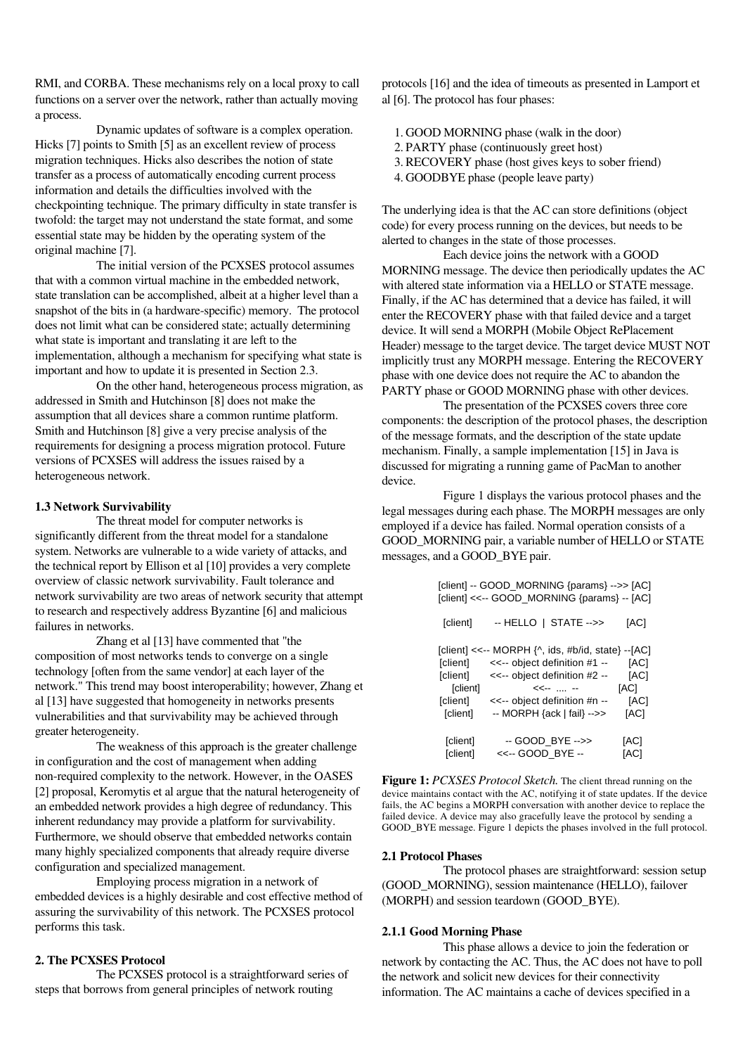RMI, and CORBA. These mechanisms rely on a local proxy to call functions on a server over the network, rather than actually moving a process.

Dynamic updates of software is a complex operation. Hicks [7] points to Smith [5] as an excellent review of process migration techniques. Hicks also describes the notion of state transfer as a process of automatically encoding current process information and details the difficulties involved with the checkpointing technique. The primary difficulty in state transfer is twofold: the target may not understand the state format, and some essential state may be hidden by the operating system of the original machine [7].

The initial version of the PCXSES protocol assumes that with a common virtual machine in the embedded network, state translation can be accomplished, albeit at a higher level than a snapshot of the bits in (a hardware-specific) memory. The protocol does not limit what can be considered state; actually determining what state is important and translating it are left to the implementation, although a mechanism for specifying what state is important and how to update it is presented in Section 2.3.

On the other hand, heterogeneous process migration, as addressed in Smith and Hutchinson [8] does not make the assumption that all devices share a common runtime platform. Smith and Hutchinson [8] give a very precise analysis of the requirements for designing a process migration protocol. Future versions of PCXSES will address the issues raised by a heterogeneous network.

### 1.3 Network Survivability

The threat model for computer networks is significantly different from the threat model for a standalone system. Networks are vulnerable to a wide variety of attacks, and the technical report by Ellison et al [10] provides a very complete overview of classic network survivability. Fault tolerance and network survivability are two areas of network security that attempt to research and respectively address Byzantine [6] and malicious failures in networks.

Zhang et al [13] have commented that "the composition of most networks tends to converge on a single technology [often from the same vendor] at each layer of the network." This trend may boost interoperability; however, Zhang et al [13] have suggested that homogeneity in networks presents vulnerabilities and that survivability may be achieved through greater heterogeneity.

The weakness of this approach is the greater challenge in configuration and the cost of management when adding non-required complexity to the network. However, in the OASES [2] proposal, Keromytis et al argue that the natural heterogeneity of an embedded network provides a high degree of redundancy. This inherent redundancy may provide a platform for survivability. Furthermore, we should observe that embedded networks contain many highly specialized components that already require diverse configuration and specialized management.

Employing process migration in a network of embedded devices is a highly desirable and cost effective method of assuring the survivability of this network. The PCXSES protocol performs this task.

## 2. The PCXSES Protocol

The PCXSES protocol is a straightforward series of steps that borrows from general principles of network routing protocols [16] and the idea of timeouts as presented in Lamport et al [6]. The protocol has four phases:

1. GOOD MORNING phase (walk in the door)
2. PARTY phase (continuously greet host)
3. RECOVERY phase (host gives keys to sober friend)
4. GOODBYE phase (people leave party)

The underlying idea is that the AC can store definitions (object code) for every process running on the devices, but needs to be alerted to changes in the state of those processes.

Each device joins the network with a GOOD MORNING message. The device then periodically updates the AC with altered state information via a HELLO or STATE message. Finally, if the AC has determined that a device has failed, it will enter the RECOVERY phase with that failed device and a target device. It will send a MORPH (Mobile Object RePlacement Header) message to the target device. The target device MUST NOT implicitly trust any MORPH message. Entering the RECOVERY phase with one device does not require the AC to abandon the PARTY phase or GOOD MORNING phase with other devices.

The presentation of the PCXSES covers three core components: the description of the protocol phases, the description of the message formats, and the description of the state update mechanism. Finally, a sample implementation [15] in Java is discussed for migrating a running game of PacMan to another device.

Figure 1 displays the various protocol phases and the legal messages during each phase. The MORPH messages are only employed if a device has failed. Normal operation consists of a GOOD_MORNING pair, a variable number of HELLO or STATE messages, and a GOOD_BYE pair.

```
[client] -- GOOD_MORNING {params} -->> [AC]
[client] <<-- GOOD_MORNING {params} -- [AC]

[client]      -- HELLO  |  STATE -->>      [AC]

[client] <<-- MORPH {^, ids, #b/id, state} --[AC]
[client]     <<-- object definition #1 --      [AC]
[client]     <<-- object definition #2 --      [AC]
[client]              <<-- .... --             [AC]
[client]     <<-- object definition #n --      [AC]
[client]       -- MORPH {ack | fail} -->>      [AC]

[client]          -- GOOD_BYE -->>          [AC]
[client]        <<-- GOOD_BYE --            [AC]
```

**Figure 1:** *PCXSES Protocol Sketch.* The client thread running on the device maintains contact with the AC, notifying it of state updates. If the device fails, the AC begins a MORPH conversation with another device to replace the failed device. A device may also gracefully leave the protocol by sending a GOOD_BYE message. Figure 1 depicts the phases involved in the full protocol.

### 2.1 Protocol Phases

The protocol phases are straightforward: session setup (GOOD_MORNING), session maintenance (HELLO), failover (MORPH) and session teardown (GOOD_BYE).

#### 2.1.1 Good Morning Phase

This phase allows a device to join the federation or network by contacting the AC. Thus, the AC does not have to poll the network and solicit new devices for their connectivity information. The AC maintains a cache of devices specified in a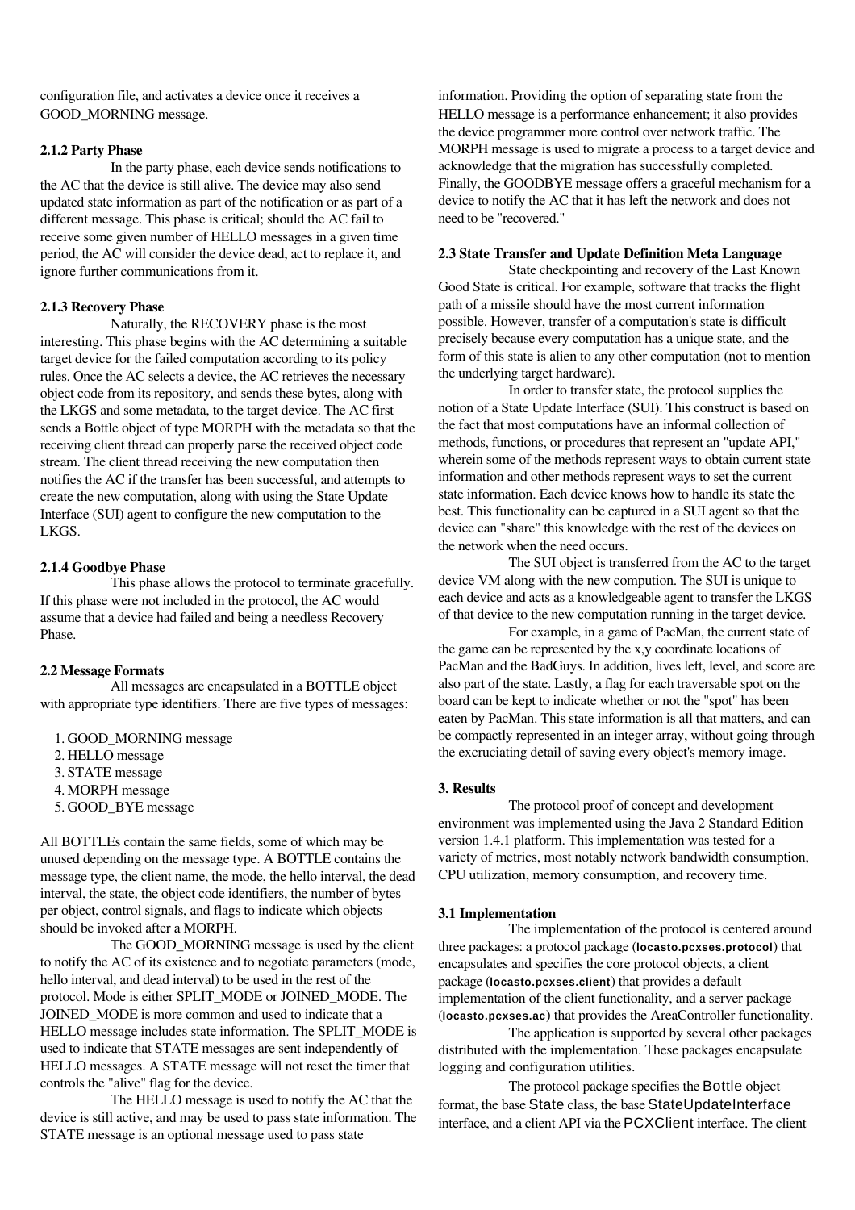configuration file, and activates a device once it receives a GOOD_MORNING message.

#### 2.1.2 Party Phase

In the party phase, each device sends notifications to the AC that the device is still alive. The device may also send updated state information as part of the notification or as part of a different message. This phase is critical; should the AC fail to receive some given number of HELLO messages in a given time period, the AC will consider the device dead, act to replace it, and ignore further communications from it.

#### 2.1.3 Recovery Phase

Naturally, the RECOVERY phase is the most interesting. This phase begins with the AC determining a suitable target device for the failed computation according to its policy rules. Once the AC selects a device, the AC retrieves the necessary object code from its repository, and sends these bytes, along with the LKGS and some metadata, to the target device. The AC first sends a Bottle object of type MORPH with the metadata so that the receiving client thread can properly parse the received object code stream. The client thread receiving the new computation then notifies the AC if the transfer has been successful, and attempts to create the new computation, along with using the State Update Interface (SUI) agent to configure the new computation to the LKGS.

#### 2.1.4 Goodbye Phase

This phase allows the protocol to terminate gracefully. If this phase were not included in the protocol, the AC would assume that a device had failed and being a needless Recovery Phase.

### 2.2 Message Formats

All messages are encapsulated in a BOTTLE object with appropriate type identifiers. There are five types of messages:

1. GOOD_MORNING message
2. HELLO message
3. STATE message
4. MORPH message
5. GOOD_BYE message

All BOTTLEs contain the same fields, some of which may be unused depending on the message type. A BOTTLE contains the message type, the client name, the mode, the hello interval, the dead interval, the state, the object code identifiers, the number of bytes per object, control signals, and flags to indicate which objects should be invoked after a MORPH.

The GOOD_MORNING message is used by the client to notify the AC of its existence and to negotiate parameters (mode, hello interval, and dead interval) to be used in the rest of the protocol. Mode is either SPLIT_MODE or JOINED_MODE. The JOINED_MODE is more common and used to indicate that a HELLO message includes state information. The SPLIT_MODE is used to indicate that STATE messages are sent independently of HELLO messages. A STATE message will not reset the timer that controls the "alive" flag for the device.

The HELLO message is used to notify the AC that the device is still active, and may be used to pass state information. The STATE message is an optional message used to pass state information. Providing the option of separating state from the HELLO message is a performance enhancement; it also provides the device programmer more control over network traffic. The MORPH message is used to migrate a process to a target device and acknowledge that the migration has successfully completed. Finally, the GOODBYE message offers a graceful mechanism for a device to notify the AC that it has left the network and does not need to be "recovered."

### 2.3 State Transfer and Update Definition Meta Language

State checkpointing and recovery of the Last Known Good State is critical. For example, software that tracks the flight path of a missile should have the most current information possible. However, transfer of a computation's state is difficult precisely because every computation has a unique state, and the form of this state is alien to any other computation (not to mention the underlying target hardware).

In order to transfer state, the protocol supplies the notion of a State Update Interface (SUI). This construct is based on the fact that most computations have an informal collection of methods, functions, or procedures that represent an "update API," wherein some of the methods represent ways to obtain current state information and other methods represent ways to set the current state information. Each device knows how to handle its state the best. This functionality can be captured in a SUI agent so that the device can "share" this knowledge with the rest of the devices on the network when the need occurs.

The SUI object is transferred from the AC to the target device VM along with the new compution. The SUI is unique to each device and acts as a knowledgeable agent to transfer the LKGS of that device to the new computation running in the target device.

For example, in a game of PacMan, the current state of the game can be represented by the x,y coordinate locations of PacMan and the BadGuys. In addition, lives left, level, and score are also part of the state. Lastly, a flag for each traversable spot on the board can be kept to indicate whether or not the "spot" has been eaten by PacMan. This state information is all that matters, and can be compactly represented in an integer array, without going through the excruciating detail of saving every object's memory image.

## 3. Results

The protocol proof of concept and development environment was implemented using the Java 2 Standard Edition version 1.4.1 platform. This implementation was tested for a variety of metrics, most notably network bandwidth consumption, CPU utilization, memory consumption, and recovery time.

### 3.1 Implementation

The implementation of the protocol is centered around three packages: a protocol package (`locasto.pcxses.protocol`) that encapsulates and specifies the core protocol objects, a client package (`locasto.pcxses.client`) that provides a default implementation of the client functionality, and a server package (`locasto.pcxses.ac`) that provides the AreaController functionality.

The application is supported by several other packages distributed with the implementation. These packages encapsulate logging and configuration utilities.

The protocol package specifies the `Bottle` object format, the base `State` class, the base `StateUpdateInterface` interface, and a client API via the `PCXClient` interface. The client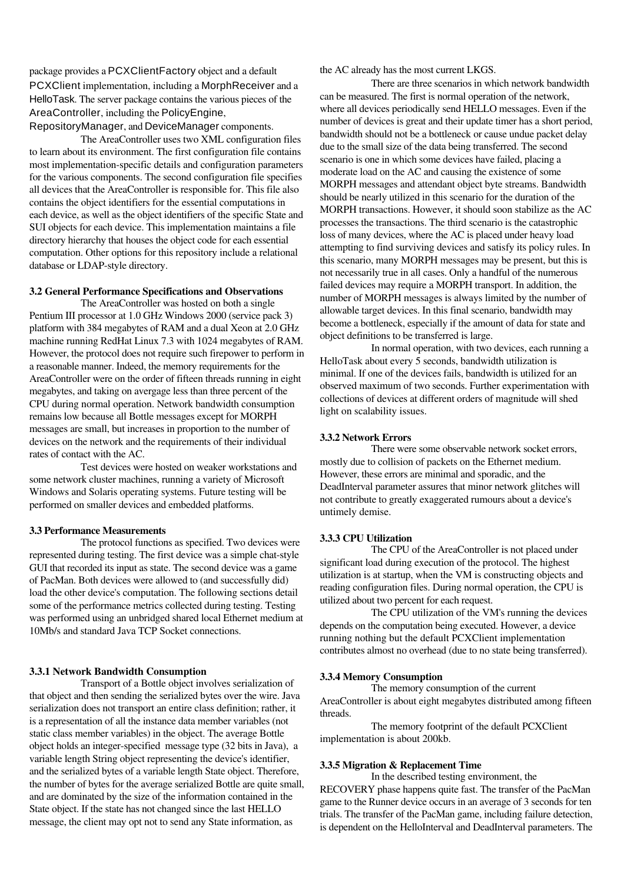package provides a PCXClientFactory object and a default PCXClient implementation, including a MorphReceiver and a HelloTask. The server package contains the various pieces of the AreaController, including the PolicyEngine, RepositoryManager, and DeviceManager components.

The AreaController uses two XML configuration files to learn about its environment. The first configuration file contains most implementation-specific details and configuration parameters for the various components. The second configuration file specifies all devices that the AreaController is responsible for. This file also contains the object identifiers for the essential computations in each device, as well as the object identifiers of the specific State and SUI objects for each device. This implementation maintains a file directory hierarchy that houses the object code for each essential computation. Other options for this repository include a relational database or LDAP-style directory.

### 3.2 General Performance Specifications and Observations

The AreaController was hosted on both a single Pentium III processor at 1.0 GHz Windows 2000 (service pack 3) platform with 384 megabytes of RAM and a dual Xeon at 2.0 GHz machine running RedHat Linux 7.3 with 1024 megabytes of RAM. However, the protocol does not require such firepower to perform in a reasonable manner. Indeed, the memory requirements for the AreaController were on the order of fifteen threads running in eight megabytes, and taking on avergage less than three percent of the CPU during normal operation. Network bandwidth consumption remains low because all Bottle messages except for MORPH messages are small, but increases in proportion to the number of devices on the network and the requirements of their individual rates of contact with the AC.

Test devices were hosted on weaker workstations and some network cluster machines, running a variety of Microsoft Windows and Solaris operating systems. Future testing will be performed on smaller devices and embedded platforms.

### 3.3 Performance Measurements

The protocol functions as specified. Two devices were represented during testing. The first device was a simple chat-style GUI that recorded its input as state. The second device was a game of PacMan. Both devices were allowed to (and successfully did) load the other device's computation. The following sections detail some of the performance metrics collected during testing. Testing was performed using an unbridged shared local Ethernet medium at 10Mb/s and standard Java TCP Socket connections.

#### 3.3.1 Network Bandwidth Consumption

Transport of a Bottle object involves serialization of that object and then sending the serialized bytes over the wire. Java serialization does not transport an entire class definition; rather, it is a representation of all the instance data member variables (not static class member variables) in the object. The average Bottle object holds an integer-specified message type (32 bits in Java), a variable length String object representing the device's identifier, and the serialized bytes of a variable length State object. Therefore, the number of bytes for the average serialized Bottle are quite small, and are dominated by the size of the information contained in the State object. If the state has not changed since the last HELLO message, the client may opt not to send any State information, as the AC already has the most current LKGS.

There are three scenarios in which network bandwidth can be measured. The first is normal operation of the network, where all devices periodically send HELLO messages. Even if the number of devices is great and their update timer has a short period, bandwidth should not be a bottleneck or cause undue packet delay due to the small size of the data being transferred. The second scenario is one in which some devices have failed, placing a moderate load on the AC and causing the existence of some MORPH messages and attendant object byte streams. Bandwidth should be nearly utilized in this scenario for the duration of the MORPH transactions. However, it should soon stabilize as the AC processes the transactions. The third scenario is the catastrophic loss of many devices, where the AC is placed under heavy load attempting to find surviving devices and satisfy its policy rules. In this scenario, many MORPH messages may be present, but this is not necessarily true in all cases. Only a handful of the numerous failed devices may require a MORPH transport. In addition, the number of MORPH messages is always limited by the number of allowable target devices. In this final scenario, bandwidth may become a bottleneck, especially if the amount of data for state and object definitions to be transferred is large.

In normal operation, with two devices, each running a HelloTask about every 5 seconds, bandwidth utilization is minimal. If one of the devices fails, bandwidth is utilized for an observed maximum of two seconds. Further experimentation with collections of devices at different orders of magnitude will shed light on scalability issues.

#### 3.3.2 Network Errors

There were some observable network socket errors, mostly due to collision of packets on the Ethernet medium. However, these errors are minimal and sporadic, and the DeadInterval parameter assures that minor network glitches will not contribute to greatly exaggerated rumours about a device's untimely demise.

#### 3.3.3 CPU Utilization

The CPU of the AreaController is not placed under significant load during execution of the protocol. The highest utilization is at startup, when the VM is constructing objects and reading configuration files. During normal operation, the CPU is utilized about two percent for each request.

The CPU utilization of the VM's running the devices depends on the computation being executed. However, a device running nothing but the default PCXClient implementation contributes almost no overhead (due to no state being transferred).

#### 3.3.4 Memory Consumption

The memory consumption of the current AreaController is about eight megabytes distributed among fifteen threads.

The memory footprint of the default PCXClient implementation is about 200kb.

#### 3.3.5 Migration & Replacement Time

In the described testing environment, the RECOVERY phase happens quite fast. The transfer of the PacMan game to the Runner device occurs in an average of 3 seconds for ten trials. The transfer of the PacMan game, including failure detection, is dependent on the HelloInterval and DeadInterval parameters. The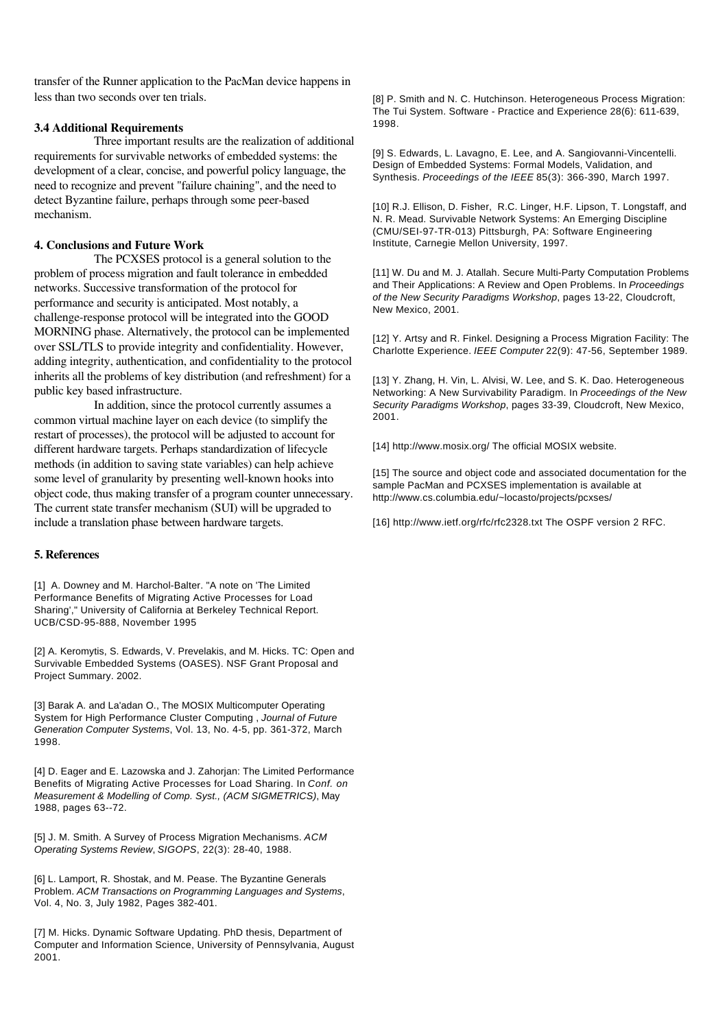transfer of the Runner application to the PacMan device happens in less than two seconds over ten trials.

### 3.4 Additional Requirements

Three important results are the realization of additional requirements for survivable networks of embedded systems: the development of a clear, concise, and powerful policy language, the need to recognize and prevent "failure chaining", and the need to detect Byzantine failure, perhaps through some peer-based mechanism.

## 4. Conclusions and Future Work

The PCXSES protocol is a general solution to the problem of process migration and fault tolerance in embedded networks. Successive transformation of the protocol for performance and security is anticipated. Most notably, a challenge-response protocol will be integrated into the GOOD MORNING phase. Alternatively, the protocol can be implemented over SSL/TLS to provide integrity and confidentiality. However, adding integrity, authentication, and confidentiality to the protocol inherits all the problems of key distribution (and refreshment) for a public key based infrastructure.

In addition, since the protocol currently assumes a common virtual machine layer on each device (to simplify the restart of processes), the protocol will be adjusted to account for different hardware targets. Perhaps standardization of lifecycle methods (in addition to saving state variables) can help achieve some level of granularity by presenting well-known hooks into object code, thus making transfer of a program counter unnecessary. The current state transfer mechanism (SUI) will be upgraded to include a translation phase between hardware targets.

## 5. References

[1] A. Downey and M. Harchol-Balter. "A note on 'The Limited Performance Benefits of Migrating Active Processes for Load Sharing'," University of California at Berkeley Technical Report. UCB/CSD-95-888, November 1995

[2] A. Keromytis, S. Edwards, V. Prevelakis, and M. Hicks. TC: Open and Survivable Embedded Systems (OASES). NSF Grant Proposal and Project Summary. 2002.

[3] Barak A. and La'adan O., The MOSIX Multicomputer Operating System for High Performance Cluster Computing , *Journal of Future Generation Computer Systems*, Vol. 13, No. 4-5, pp. 361-372, March 1998.

[4] D. Eager and E. Lazowska and J. Zahorjan: The Limited Performance Benefits of Migrating Active Processes for Load Sharing. In *Conf. on Measurement & Modelling of Comp. Syst., (ACM SIGMETRICS)*, May 1988, pages 63--72.

[5] J. M. Smith. A Survey of Process Migration Mechanisms. *ACM Operating Systems Review*, *SIGOPS*, 22(3): 28-40, 1988.

[6] L. Lamport, R. Shostak, and M. Pease. The Byzantine Generals Problem. *ACM Transactions on Programming Languages and Systems*, Vol. 4, No. 3, July 1982, Pages 382-401.

[7] M. Hicks. Dynamic Software Updating. PhD thesis, Department of Computer and Information Science, University of Pennsylvania, August 2001.

[8] P. Smith and N. C. Hutchinson. Heterogeneous Process Migration: The Tui System. Software - Practice and Experience 28(6): 611-639, 1998.

[9] S. Edwards, L. Lavagno, E. Lee, and A. Sangiovanni-Vincentelli. Design of Embedded Systems: Formal Models, Validation, and Synthesis. *Proceedings of the IEEE* 85(3): 366-390, March 1997.

[10] R.J. Ellison, D. Fisher, R.C. Linger, H.F. Lipson, T. Longstaff, and N. R. Mead. Survivable Network Systems: An Emerging Discipline (CMU/SEI-97-TR-013) Pittsburgh, PA: Software Engineering Institute, Carnegie Mellon University, 1997.

[11] W. Du and M. J. Atallah. Secure Multi-Party Computation Problems and Their Applications: A Review and Open Problems. In *Proceedings of the New Security Paradigms Workshop*, pages 13-22, Cloudcroft, New Mexico, 2001.

[12] Y. Artsy and R. Finkel. Designing a Process Migration Facility: The Charlotte Experience. *IEEE Computer* 22(9): 47-56, September 1989.

[13] Y. Zhang, H. Vin, L. Alvisi, W. Lee, and S. K. Dao. Heterogeneous Networking: A New Survivability Paradigm. In *Proceedings of the New Security Paradigms Workshop*, pages 33-39, Cloudcroft, New Mexico, 2001.

[14] http://www.mosix.org/ The official MOSIX website.

[15] The source and object code and associated documentation for the sample PacMan and PCXSES implementation is available at http://www.cs.columbia.edu/~locasto/projects/pcxses/

[16] http://www.ietf.org/rfc/rfc2328.txt The OSPF version 2 RFC.